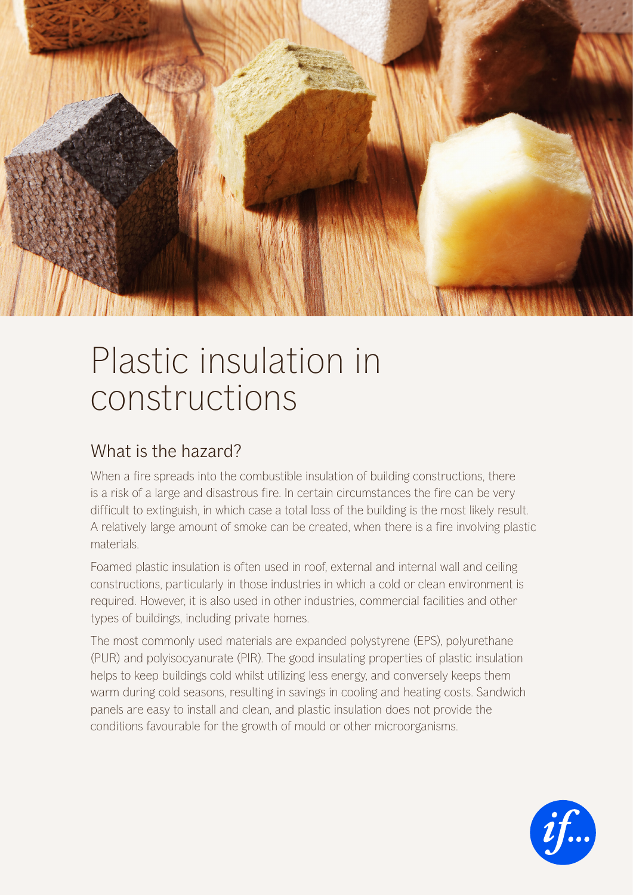# Plastic insulation in constructions

## What is the hazard?

When a fire spreads into the combustible insulation of building constructions, there is a risk of a large and disastrous fire. In certain circumstances the fire can be very difficult to extinguish, in which case a total loss of the building is the most likely result. A relatively large amount of smoke can be created, when there is a fire involving plastic materials.

Foamed plastic insulation is often used in roof, external and internal wall and ceiling constructions, particularly in those industries in which a cold or clean environment is required. However, it is also used in other industries, commercial facilities and other types of buildings, including private homes.

The most commonly used materials are expanded polystyrene (EPS), polyurethane (PUR) and polyisocyanurate (PIR). The good insulating properties of plastic insulation helps to keep buildings cold whilst utilizing less energy, and conversely keeps them warm during cold seasons, resulting in savings in cooling and heating costs. Sandwich panels are easy to install and clean, and plastic insulation does not provide the conditions favourable for the growth of mould or other microorganisms.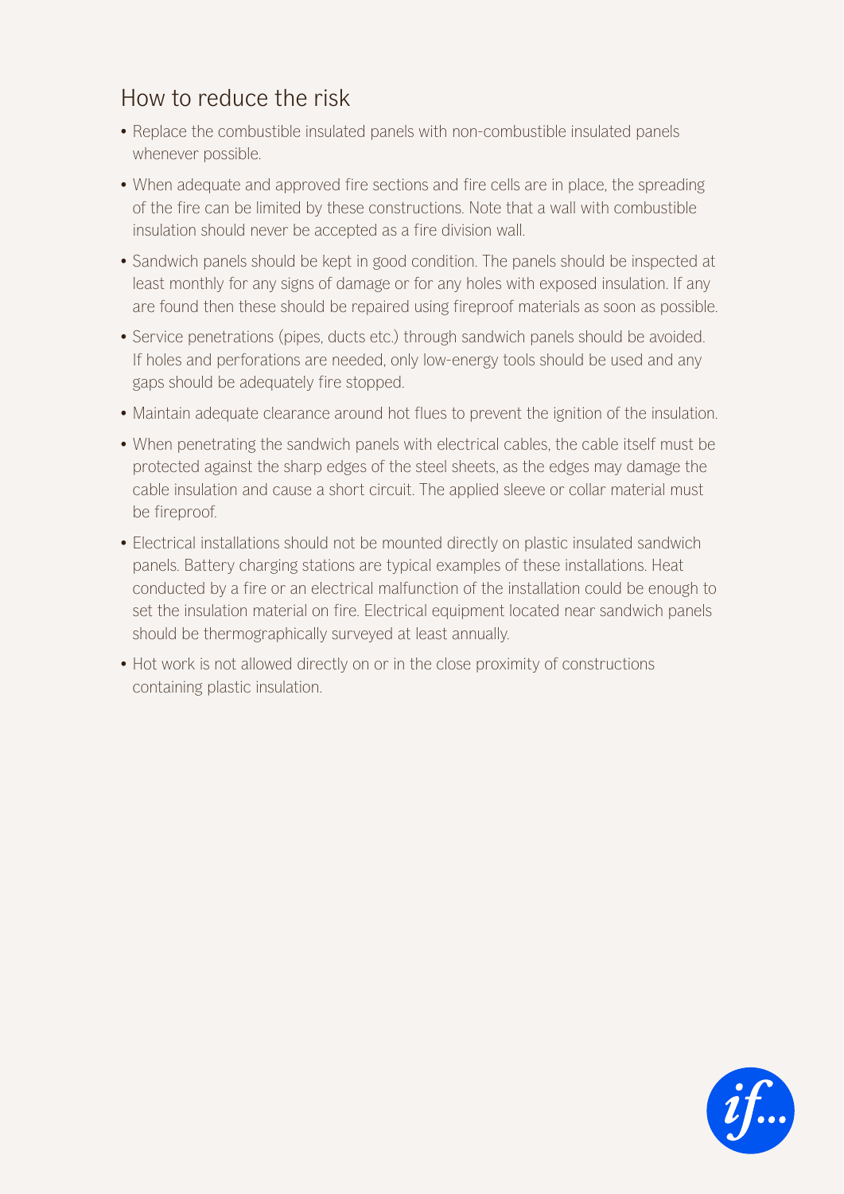## How to reduce the risk

- Replace the combustible insulated panels with non-combustible insulated panels whenever possible.
- When adequate and approved fire sections and fire cells are in place, the spreading of the fire can be limited by these constructions. Note that a wall with combustible insulation should never be accepted as a fire division wall.
- Sandwich panels should be kept in good condition. The panels should be inspected at least monthly for any signs of damage or for any holes with exposed insulation. If any are found then these should be repaired using fireproof materials as soon as possible.
- Service penetrations (pipes, ducts etc.) through sandwich panels should be avoided. If holes and perforations are needed, only low-energy tools should be used and any gaps should be adequately fire stopped.
- Maintain adequate clearance around hot flues to prevent the ignition of the insulation.
- When penetrating the sandwich panels with electrical cables, the cable itself must be protected against the sharp edges of the steel sheets, as the edges may damage the cable insulation and cause a short circuit. The applied sleeve or collar material must be fireproof.
- Electrical installations should not be mounted directly on plastic insulated sandwich panels. Battery charging stations are typical examples of these installations. Heat conducted by a fire or an electrical malfunction of the installation could be enough to set the insulation material on fire. Electrical equipment located near sandwich panels should be thermographically surveyed at least annually.
- Hot work is not allowed directly on or in the close proximity of constructions containing plastic insulation.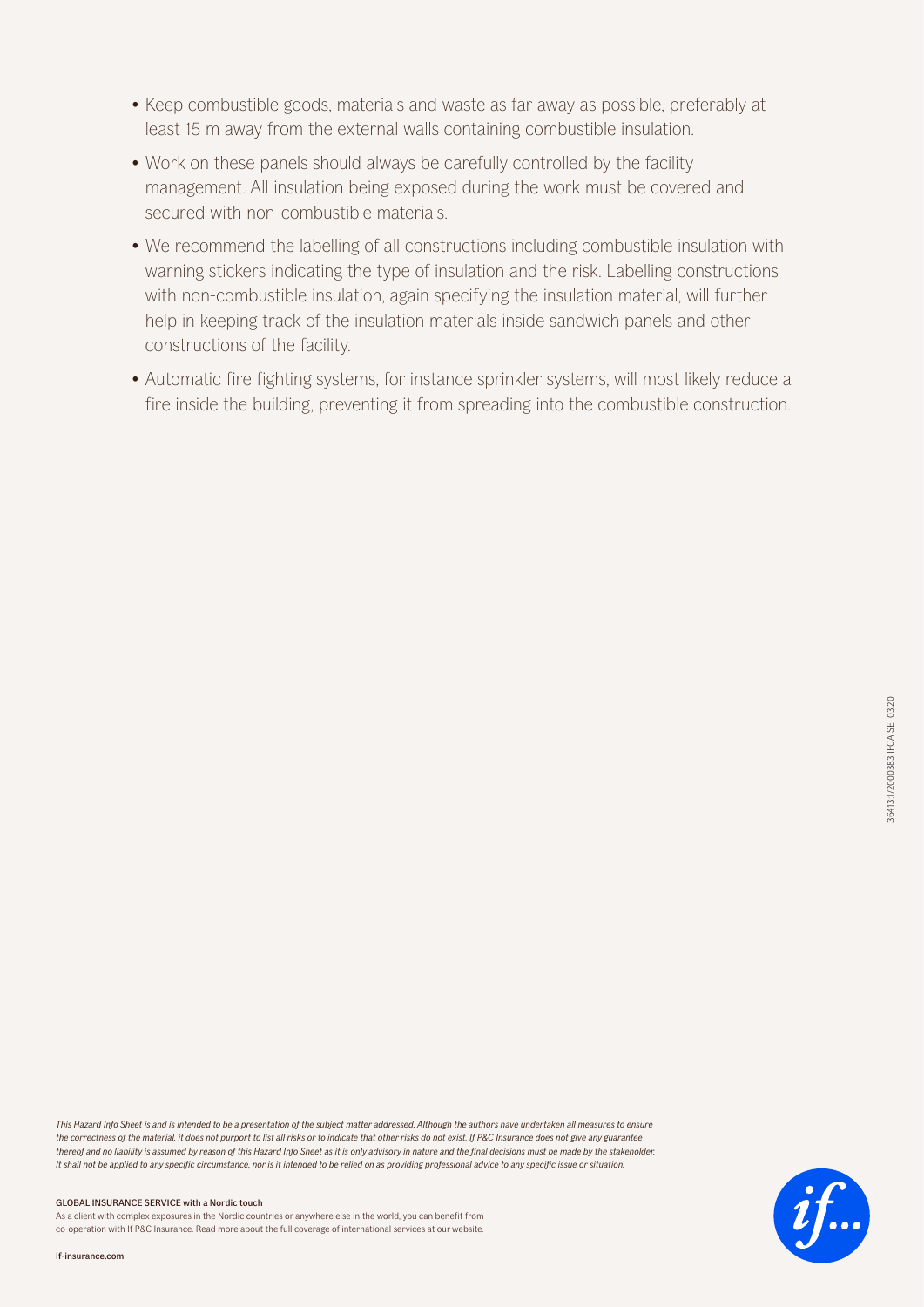- Keep combustible goods, materials and waste as far away as possible, preferably at least 15 m away from the external walls containing combustible insulation.
- Work on these panels should always be carefully controlled by the facility management. All insulation being exposed during the work must be covered and secured with non-combustible materials.
- We recommend the labelling of all constructions including combustible insulation with warning stickers indicating the type of insulation and the risk. Labelling constructions with non-combustible insulation, again specifying the insulation material, will further help in keeping track of the insulation materials inside sandwich panels and other constructions of the facility.
- Automatic fire fighting systems, for instance sprinkler systems, will most likely reduce a fire inside the building, preventing it from spreading into the combustible construction.

*This Hazard Info Sheet is and is intended to be a presentation of the subject matter addressed. Although the authors have undertaken all measures to ensure the correctness of the material, it does not purport to list all risks or to indicate that other risks do not exist. If P&C Insurance does not give any guarantee thereof and no liability is assumed by reason of this Hazard Info Sheet as it is only advisory in nature and the final decisions must be made by the stakeholder. It shall not be applied to any specific circumstance, nor is it intended to be relied on as providing professional advice to any specific issue or situation.*

**GLOBAL INSURANCE SERVICE with a Nordic touch**

As a client with complex exposures in the Nordic countries or anywhere else in the world, you can benefit from co-operation with If P&C Insurance. Read more about the full coverage of international services at our website.

**if-insurance.com**

36413.1/2000383 IFCA SE 03.20